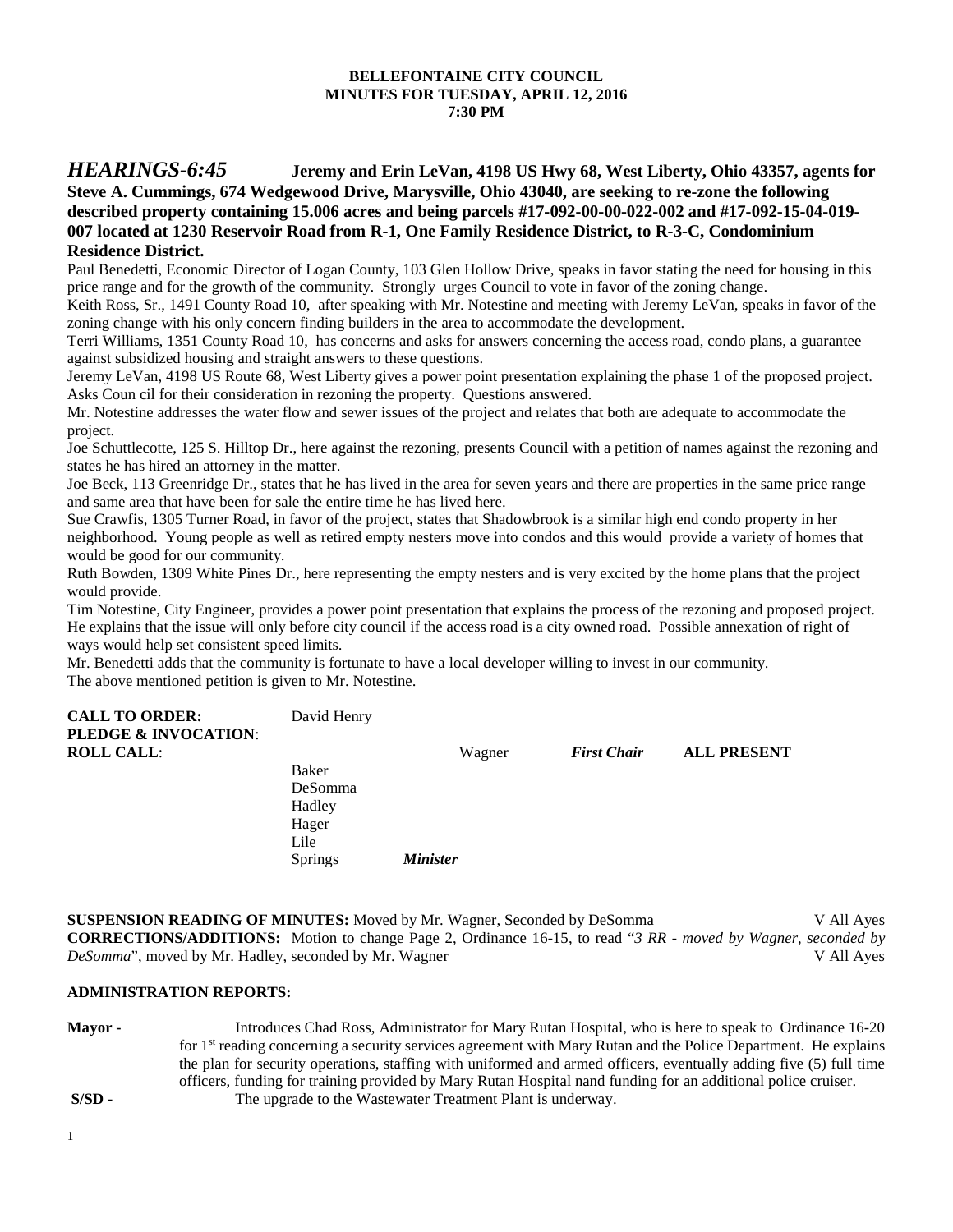**BELLEFONTAINE CITY COUNCIL**
**MINUTES FOR TUESDAY, APRIL 12, 2016**
**7:30 PM**

***HEARINGS-6:45*** **Jeremy and Erin LeVan, 4198 US Hwy 68, West Liberty, Ohio 43357, agents for Steve A. Cummings, 674 Wedgewood Drive, Marysville, Ohio 43040, are seeking to re-zone the following described property containing 15.006 acres and being parcels #17-092-00-00-022-002 and #17-092-15-04-019-007 located at 1230 Reservoir Road from R-1, One Family Residence District, to R-3-C, Condominium Residence District.**

Paul Benedetti, Economic Director of Logan County, 103 Glen Hollow Drive, speaks in favor stating the need for housing in this price range and for the growth of the community. Strongly urges Council to vote in favor of the zoning change.

Keith Ross, Sr., 1491 County Road 10, after speaking with Mr. Notestine and meeting with Jeremy LeVan, speaks in favor of the zoning change with his only concern finding builders in the area to accommodate the development.

Terri Williams, 1351 County Road 10, has concerns and asks for answers concerning the access road, condo plans, a guarantee against subsidized housing and straight answers to these questions.

Jeremy LeVan, 4198 US Route 68, West Liberty gives a power point presentation explaining the phase 1 of the proposed project. Asks Coun cil for their consideration in rezoning the property. Questions answered.

Mr. Notestine addresses the water flow and sewer issues of the project and relates that both are adequate to accommodate the project.

Joe Schuttlecotte, 125 S. Hilltop Dr., here against the rezoning, presents Council with a petition of names against the rezoning and states he has hired an attorney in the matter.

Joe Beck, 113 Greenridge Dr., states that he has lived in the area for seven years and there are properties in the same price range and same area that have been for sale the entire time he has lived here.

Sue Crawfis, 1305 Turner Road, in favor of the project, states that Shadowbrook is a similar high end condo property in her neighborhood. Young people as well as retired empty nesters move into condos and this would provide a variety of homes that would be good for our community.

Ruth Bowden, 1309 White Pines Dr., here representing the empty nesters and is very excited by the home plans that the project would provide.

Tim Notestine, City Engineer, provides a power point presentation that explains the process of the rezoning and proposed project. He explains that the issue will only before city council if the access road is a city owned road. Possible annexation of right of ways would help set consistent speed limits.

Mr. Benedetti adds that the community is fortunate to have a local developer willing to invest in our community.

The above mentioned petition is given to Mr. Notestine.

**CALL TO ORDER:** David Henry
**PLEDGE & INVOCATION**:
**ROLL CALL**: Wagner *First Chair* **ALL PRESENT**
Baker
DeSomma
Hadley
Hager
Lile
Springs *Minister*

**SUSPENSION READING OF MINUTES:** Moved by Mr. Wagner, Seconded by DeSomma V All Ayes
**CORRECTIONS/ADDITIONS:** Motion to change Page 2, Ordinance 16-15, to read "*3 RR - moved by Wagner, seconded by DeSomma*", moved by Mr. Hadley, seconded by Mr. Wagner V All Ayes

**ADMINISTRATION REPORTS:**

**Mayor -** Introduces Chad Ross, Administrator for Mary Rutan Hospital, who is here to speak to Ordinance 16-20 for 1st reading concerning a security services agreement with Mary Rutan and the Police Department. He explains the plan for security operations, staffing with uniformed and armed officers, eventually adding five (5) full time officers, funding for training provided by Mary Rutan Hospital nand funding for an additional police cruiser.

**S/SD -** The upgrade to the Wastewater Treatment Plant is underway.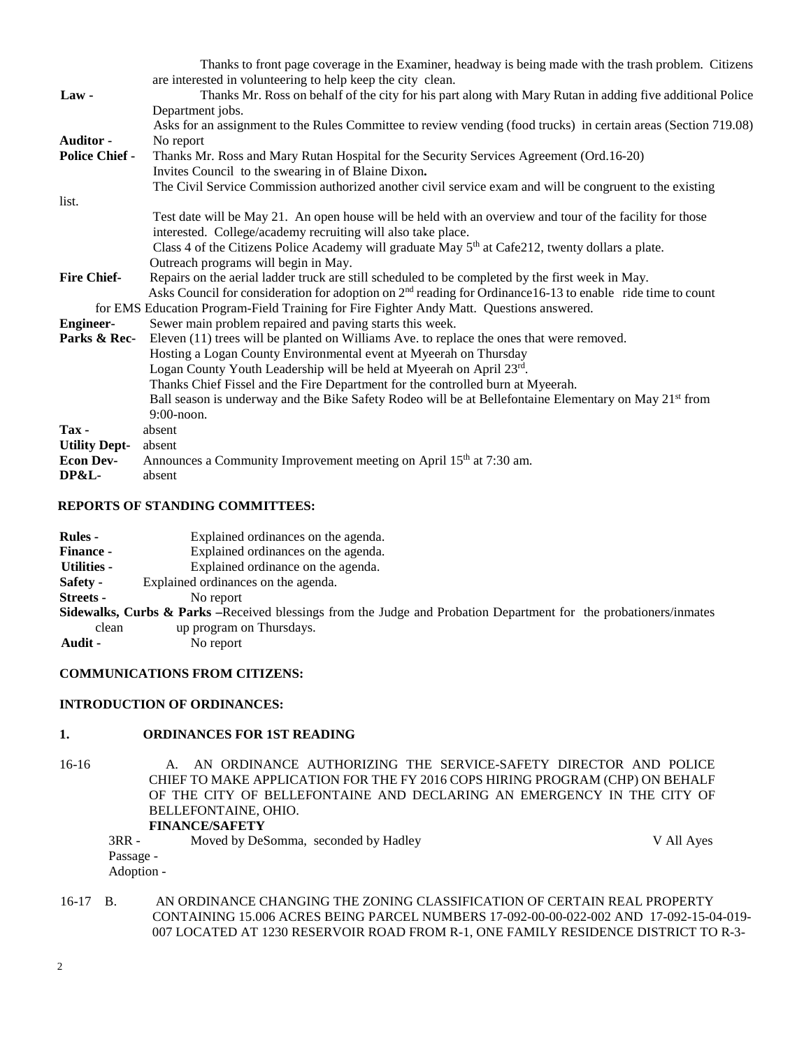Thanks to front page coverage in the Examiner, headway is being made with the trash problem. Citizens are interested in volunteering to help keep the city clean.

**Law -** Thanks Mr. Ross on behalf of the city for his part along with Mary Rutan in adding five additional Police Department jobs.
Asks for an assignment to the Rules Committee to review vending (food trucks) in certain areas (Section 719.08)

**Auditor -** No report

**Police Chief -** Thanks Mr. Ross and Mary Rutan Hospital for the Security Services Agreement (Ord.16-20)
Invites Council to the swearing in of Blaine Dixon**.**
The Civil Service Commission authorized another civil service exam and will be congruent to the existing list.
Test date will be May 21. An open house will be held with an overview and tour of the facility for those interested. College/academy recruiting will also take place.
Class 4 of the Citizens Police Academy will graduate May 5th at Cafe212, twenty dollars a plate.
Outreach programs will begin in May.

**Fire Chief-** Repairs on the aerial ladder truck are still scheduled to be completed by the first week in May.
Asks Council for consideration for adoption on 2nd reading for Ordinance16-13 to enable ride time to count for EMS Education Program-Field Training for Fire Fighter Andy Matt. Questions answered.

**Engineer-** Sewer main problem repaired and paving starts this week.

**Parks & Rec-** Eleven (11) trees will be planted on Williams Ave. to replace the ones that were removed.
Hosting a Logan County Environmental event at Myeerah on Thursday
Logan County Youth Leadership will be held at Myeerah on April 23rd.
Thanks Chief Fissel and the Fire Department for the controlled burn at Myeerah.
Ball season is underway and the Bike Safety Rodeo will be at Bellefontaine Elementary on May 21st from 9:00-noon.

**Tax -** absent

**Utility Dept-** absent

**Econ Dev-** Announces a Community Improvement meeting on April 15th at 7:30 am.

**DP&L-** absent

## REPORTS OF STANDING COMMITTEES:

**Rules -** Explained ordinances on the agenda.
**Finance -** Explained ordinances on the agenda.
**Utilities -** Explained ordinance on the agenda.
**Safety -** Explained ordinances on the agenda.
**Streets -** No report
**Sidewalks, Curbs & Parks –**Received blessings from the Judge and Probation Department for the probationers/inmates clean up program on Thursdays.
**Audit -** No report

## COMMUNICATIONS FROM CITIZENS:

## INTRODUCTION OF ORDINANCES:

## 1. ORDINANCES FOR 1ST READING

16-16 A. AN ORDINANCE AUTHORIZING THE SERVICE-SAFETY DIRECTOR AND POLICE CHIEF TO MAKE APPLICATION FOR THE FY 2016 COPS HIRING PROGRAM (CHP) ON BEHALF OF THE CITY OF BELLEFONTAINE AND DECLARING AN EMERGENCY IN THE CITY OF BELLEFONTAINE, OHIO.
**FINANCE/SAFETY**

3RR - Moved by DeSomma, seconded by Hadley V All Ayes
Passage -
Adoption -

16-17 B. AN ORDINANCE CHANGING THE ZONING CLASSIFICATION OF CERTAIN REAL PROPERTY CONTAINING 15.006 ACRES BEING PARCEL NUMBERS 17-092-00-00-022-002 AND 17-092-15-04-019-007 LOCATED AT 1230 RESERVOIR ROAD FROM R-1, ONE FAMILY RESIDENCE DISTRICT TO R-3-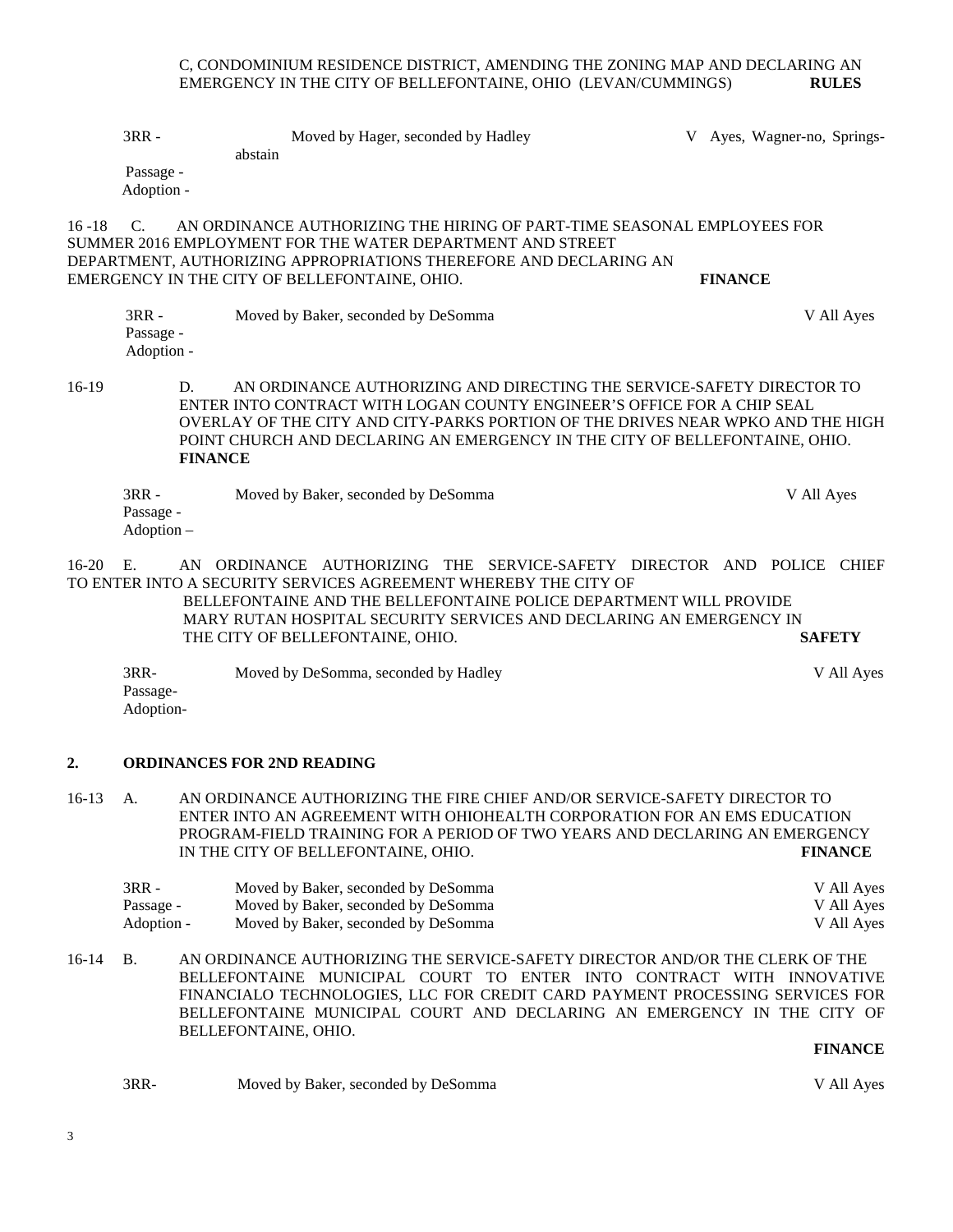C, CONDOMINIUM RESIDENCE DISTRICT, AMENDING THE ZONING MAP AND DECLARING AN EMERGENCY IN THE CITY OF BELLEFONTAINE, OHIO (LEVAN/CUMMINGS) **RULES**

| | | |
|---|---|---|
| 3RR - | Moved by Hager, seconded by Hadley | V Ayes, Wagner-no, Springs-abstain |
| Passage - | | |
| Adoption - | | |

16 -18 C. AN ORDINANCE AUTHORIZING THE HIRING OF PART-TIME SEASONAL EMPLOYEES FOR SUMMER 2016 EMPLOYMENT FOR THE WATER DEPARTMENT AND STREET DEPARTMENT, AUTHORIZING APPROPRIATIONS THEREFORE AND DECLARING AN EMERGENCY IN THE CITY OF BELLEFONTAINE, OHIO. **FINANCE**

| | | |
|---|---|---|
| 3RR - | Moved by Baker, seconded by DeSomma | V All Ayes |
| Passage - | | |
| Adoption - | | |

16-19 D. AN ORDINANCE AUTHORIZING AND DIRECTING THE SERVICE-SAFETY DIRECTOR TO ENTER INTO CONTRACT WITH LOGAN COUNTY ENGINEER'S OFFICE FOR A CHIP SEAL OVERLAY OF THE CITY AND CITY-PARKS PORTION OF THE DRIVES NEAR WPKO AND THE HIGH POINT CHURCH AND DECLARING AN EMERGENCY IN THE CITY OF BELLEFONTAINE, OHIO. **FINANCE**

| | | |
|---|---|---|
| 3RR - | Moved by Baker, seconded by DeSomma | V All Ayes |
| Passage - | | |
| Adoption – | | |

16-20 E. AN ORDINANCE AUTHORIZING THE SERVICE-SAFETY DIRECTOR AND POLICE CHIEF TO ENTER INTO A SECURITY SERVICES AGREEMENT WHEREBY THE CITY OF BELLEFONTAINE AND THE BELLEFONTAINE POLICE DEPARTMENT WILL PROVIDE MARY RUTAN HOSPITAL SECURITY SERVICES AND DECLARING AN EMERGENCY IN THE CITY OF BELLEFONTAINE, OHIO. **SAFETY**

| | | |
|---|---|---|
| 3RR- | Moved by DeSomma, seconded by Hadley | V All Ayes |
| Passage- | | |
| Adoption- | | |

## 2. ORDINANCES FOR 2ND READING

16-13 A. AN ORDINANCE AUTHORIZING THE FIRE CHIEF AND/OR SERVICE-SAFETY DIRECTOR TO ENTER INTO AN AGREEMENT WITH OHIOHEALTH CORPORATION FOR AN EMS EDUCATION PROGRAM-FIELD TRAINING FOR A PERIOD OF TWO YEARS AND DECLARING AN EMERGENCY IN THE CITY OF BELLEFONTAINE, OHIO. **FINANCE**

| | | |
|---|---|---|
| 3RR - | Moved by Baker, seconded by DeSomma | V All Ayes |
| Passage - | Moved by Baker, seconded by DeSomma | V All Ayes |
| Adoption - | Moved by Baker, seconded by DeSomma | V All Ayes |

16-14 B. AN ORDINANCE AUTHORIZING THE SERVICE-SAFETY DIRECTOR AND/OR THE CLERK OF THE BELLEFONTAINE MUNICIPAL COURT TO ENTER INTO CONTRACT WITH INNOVATIVE FINANCIALO TECHNOLOGIES, LLC FOR CREDIT CARD PAYMENT PROCESSING SERVICES FOR BELLEFONTAINE MUNICIPAL COURT AND DECLARING AN EMERGENCY IN THE CITY OF BELLEFONTAINE, OHIO. **FINANCE**

| | | |
|---|---|---|
| 3RR- | Moved by Baker, seconded by DeSomma | V All Ayes |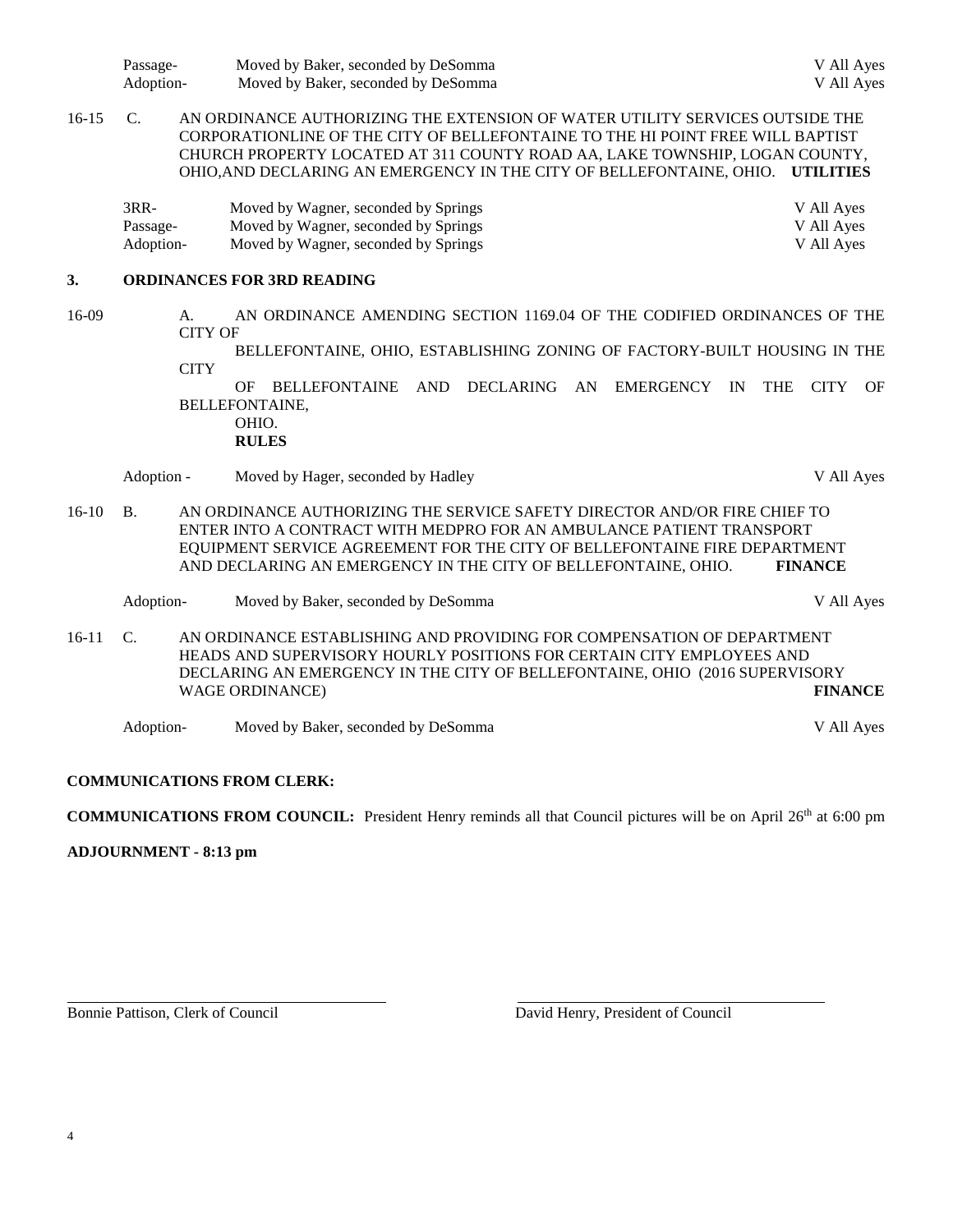| | | |
|---|---|---|
| Passage- | Moved by Baker, seconded by DeSomma | V All Ayes |
| Adoption- | Moved by Baker, seconded by DeSomma | V All Ayes |

16-15 C. AN ORDINANCE AUTHORIZING THE EXTENSION OF WATER UTILITY SERVICES OUTSIDE THE CORPORATIONLINE OF THE CITY OF BELLEFONTAINE TO THE HI POINT FREE WILL BAPTIST CHURCH PROPERTY LOCATED AT 311 COUNTY ROAD AA, LAKE TOWNSHIP, LOGAN COUNTY, OHIO,AND DECLARING AN EMERGENCY IN THE CITY OF BELLEFONTAINE, OHIO. **UTILITIES**

| | | |
|---|---|---|
| 3RR- | Moved by Wagner, seconded by Springs | V All Ayes |
| Passage- | Moved by Wagner, seconded by Springs | V All Ayes |
| Adoption- | Moved by Wagner, seconded by Springs | V All Ayes |

**3. ORDINANCES FOR 3RD READING**

16-09 A. AN ORDINANCE AMENDING SECTION 1169.04 OF THE CODIFIED ORDINANCES OF THE CITY OF BELLEFONTAINE, OHIO, ESTABLISHING ZONING OF FACTORY-BUILT HOUSING IN THE CITY OF BELLEFONTAINE AND DECLARING AN EMERGENCY IN THE CITY OF BELLEFONTAINE, OHIO.
**RULES**

| | | |
|---|---|---|
| Adoption - | Moved by Hager, seconded by Hadley | V All Ayes |

16-10 B. AN ORDINANCE AUTHORIZING THE SERVICE SAFETY DIRECTOR AND/OR FIRE CHIEF TO ENTER INTO A CONTRACT WITH MEDPRO FOR AN AMBULANCE PATIENT TRANSPORT EQUIPMENT SERVICE AGREEMENT FOR THE CITY OF BELLEFONTAINE FIRE DEPARTMENT AND DECLARING AN EMERGENCY IN THE CITY OF BELLEFONTAINE, OHIO. **FINANCE**

| | | |
|---|---|---|
| Adoption- | Moved by Baker, seconded by DeSomma | V All Ayes |

16-11 C. AN ORDINANCE ESTABLISHING AND PROVIDING FOR COMPENSATION OF DEPARTMENT HEADS AND SUPERVISORY HOURLY POSITIONS FOR CERTAIN CITY EMPLOYEES AND DECLARING AN EMERGENCY IN THE CITY OF BELLEFONTAINE, OHIO (2016 SUPERVISORY WAGE ORDINANCE) **FINANCE**

| | | |
|---|---|---|
| Adoption- | Moved by Baker, seconded by DeSomma | V All Ayes |

**COMMUNICATIONS FROM CLERK:**

**COMMUNICATIONS FROM COUNCIL:** President Henry reminds all that Council pictures will be on April 26th at 6:00 pm

**ADJOURNMENT - 8:13 pm**

Bonnie Pattison, Clerk of Council

David Henry, President of Council